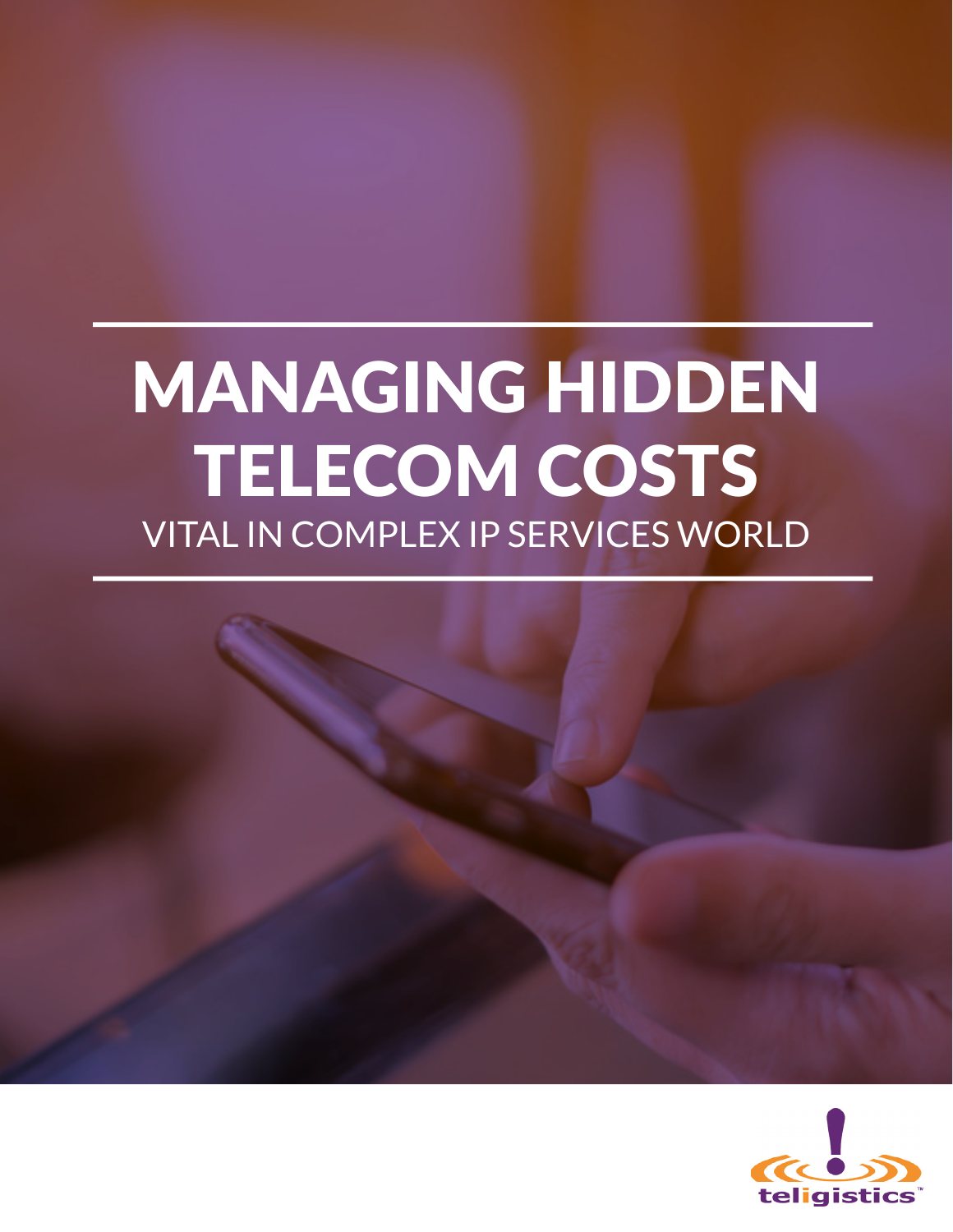# MANAGING HIDDEN TELECOM COSTS

## VITAL IN COMPLEX IP SERVICES WORLD

teligistics™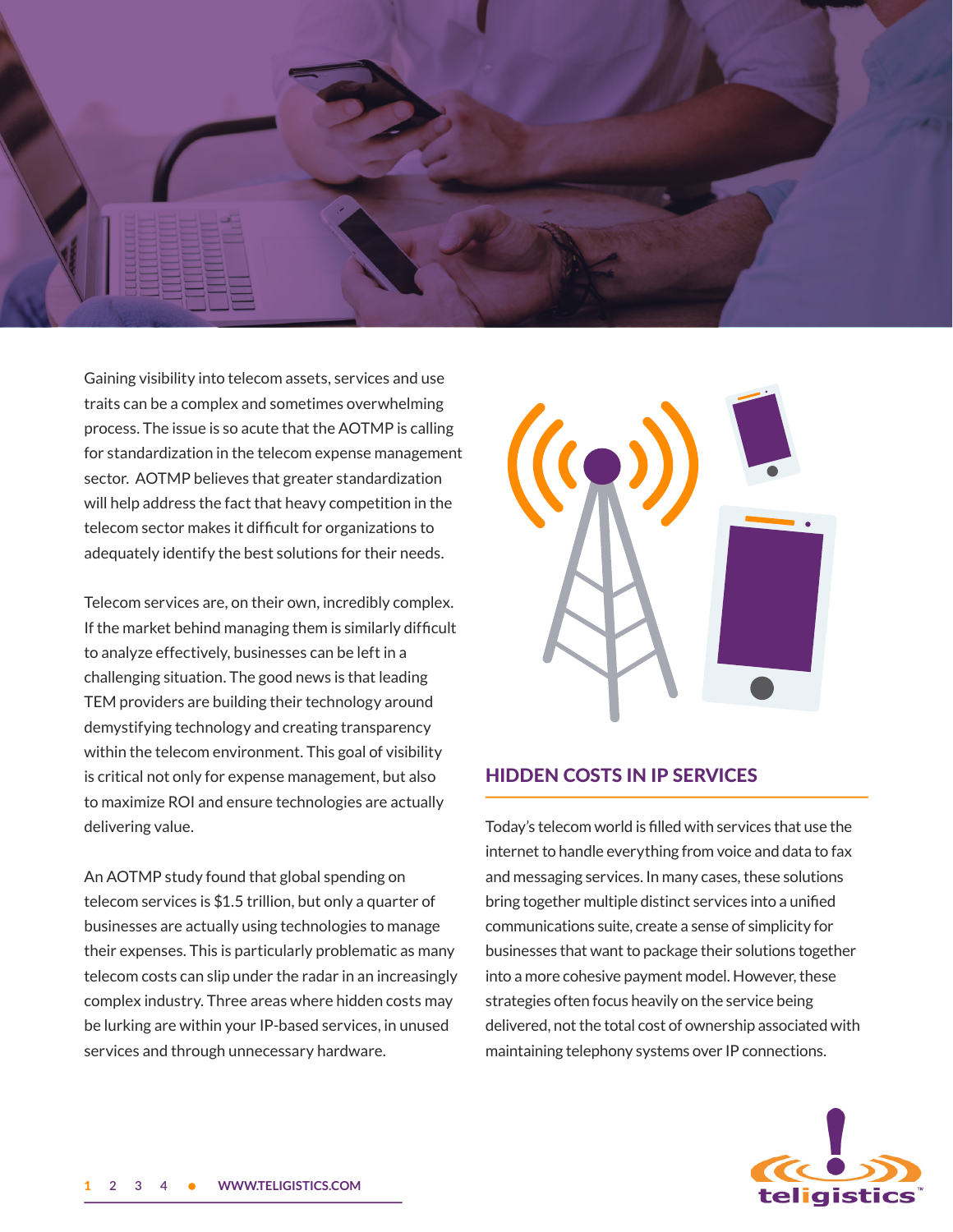Gaining visibility into telecom assets, services and use traits can be a complex and sometimes overwhelming process. The issue is so acute that the AOTMP is calling for standardization in the telecom expense management sector. AOTMP believes that greater standardization will help address the fact that heavy competition in the telecom sector makes it difficult for organizations to adequately identify the best solutions for their needs.

Telecom services are, on their own, incredibly complex. If the market behind managing them is similarly difficult to analyze effectively, businesses can be left in a challenging situation. The good news is that leading TEM providers are building their technology around demystifying technology and creating transparency within the telecom environment. This goal of visibility is critical not only for expense management, but also to maximize ROI and ensure technologies are actually delivering value.

An AOTMP study found that global spending on telecom services is $1.5 trillion, but only a quarter of businesses are actually using technologies to manage their expenses. This is particularly problematic as many telecom costs can slip under the radar in an increasingly complex industry. Three areas where hidden costs may be lurking are within your IP-based services, in unused services and through unnecessary hardware.

## HIDDEN COSTS IN IP SERVICES

Today's telecom world is filled with services that use the internet to handle everything from voice and data to fax and messaging services. In many cases, these solutions bring together multiple distinct services into a unified communications suite, create a sense of simplicity for businesses that want to package their solutions together into a more cohesive payment model. However, these strategies often focus heavily on the service being delivered, not the total cost of ownership associated with maintaining telephony systems over IP connections.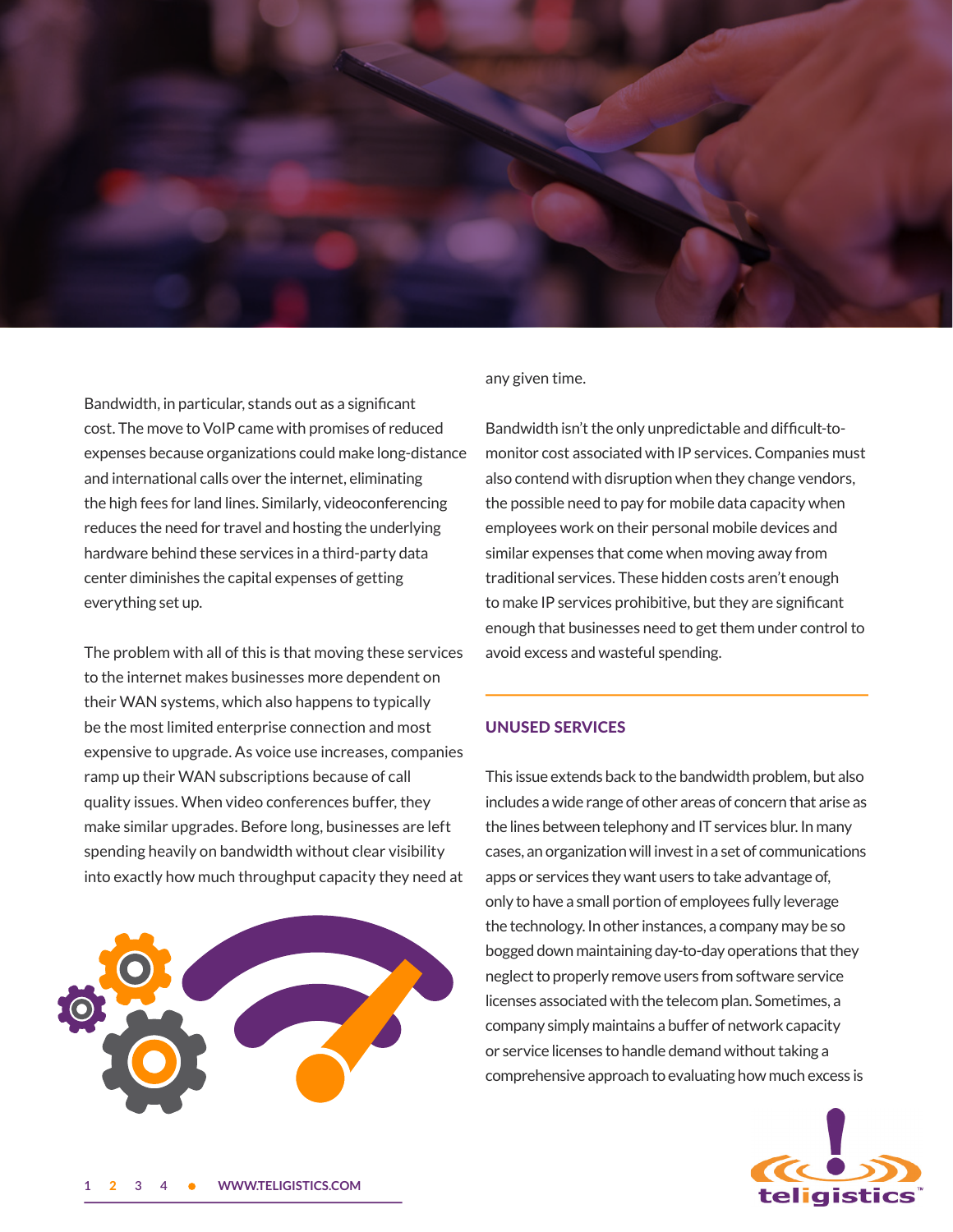Bandwidth, in particular, stands out as a significant cost. The move to VoIP came with promises of reduced expenses because organizations could make long-distance and international calls over the internet, eliminating the high fees for land lines. Similarly, videoconferencing reduces the need for travel and hosting the underlying hardware behind these services in a third-party data center diminishes the capital expenses of getting everything set up.

The problem with all of this is that moving these services to the internet makes businesses more dependent on their WAN systems, which also happens to typically be the most limited enterprise connection and most expensive to upgrade. As voice use increases, companies ramp up their WAN subscriptions because of call quality issues. When video conferences buffer, they make similar upgrades. Before long, businesses are left spending heavily on bandwidth without clear visibility into exactly how much throughput capacity they need at any given time.

Bandwidth isn't the only unpredictable and difficult-to-monitor cost associated with IP services. Companies must also contend with disruption when they change vendors, the possible need to pay for mobile data capacity when employees work on their personal mobile devices and similar expenses that come when moving away from traditional services. These hidden costs aren't enough to make IP services prohibitive, but they are significant enough that businesses need to get them under control to avoid excess and wasteful spending.

## UNUSED SERVICES

This issue extends back to the bandwidth problem, but also includes a wide range of other areas of concern that arise as the lines between telephony and IT services blur. In many cases, an organization will invest in a set of communications apps or services they want users to take advantage of, only to have a small portion of employees fully leverage the technology. In other instances, a company may be so bogged down maintaining day-to-day operations that they neglect to properly remove users from software service licenses associated with the telecom plan. Sometimes, a company simply maintains a buffer of network capacity or service licenses to handle demand without taking a comprehensive approach to evaluating how much excess is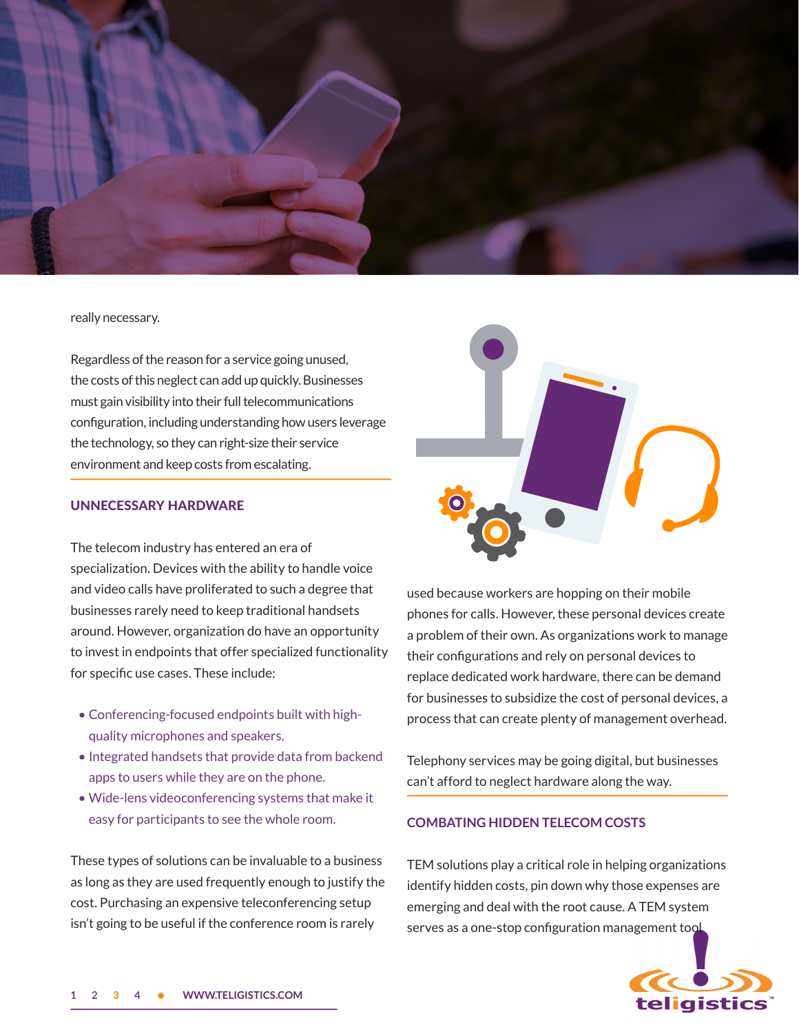really necessary.

Regardless of the reason for a service going unused, the costs of this neglect can add up quickly. Businesses must gain visibility into their full telecommunications configuration, including understanding how users leverage the technology, so they can right-size their service environment and keep costs from escalating.

## UNNECESSARY HARDWARE

The telecom industry has entered an era of specialization. Devices with the ability to handle voice and video calls have proliferated to such a degree that businesses rarely need to keep traditional handsets around. However, organization do have an opportunity to invest in endpoints that offer specialized functionality for specific use cases. These include:

- Conferencing-focused endpoints built with high-quality microphones and speakers.
- Integrated handsets that provide data from backend apps to users while they are on the phone.
- Wide-lens videoconferencing systems that make it easy for participants to see the whole room.

These types of solutions can be invaluable to a business as long as they are used frequently enough to justify the cost. Purchasing an expensive teleconferencing setup isn't going to be useful if the conference room is rarely used because workers are hopping on their mobile phones for calls. However, these personal devices create a problem of their own. As organizations work to manage their configurations and rely on personal devices to replace dedicated work hardware, there can be demand for businesses to subsidize the cost of personal devices, a process that can create plenty of management overhead.

Telephony services may be going digital, but businesses can't afford to neglect hardware along the way.

## COMBATING HIDDEN TELECOM COSTS

TEM solutions play a critical role in helping organizations identify hidden costs, pin down why those expenses are emerging and deal with the root cause. A TEM system serves as a one-stop configuration management tool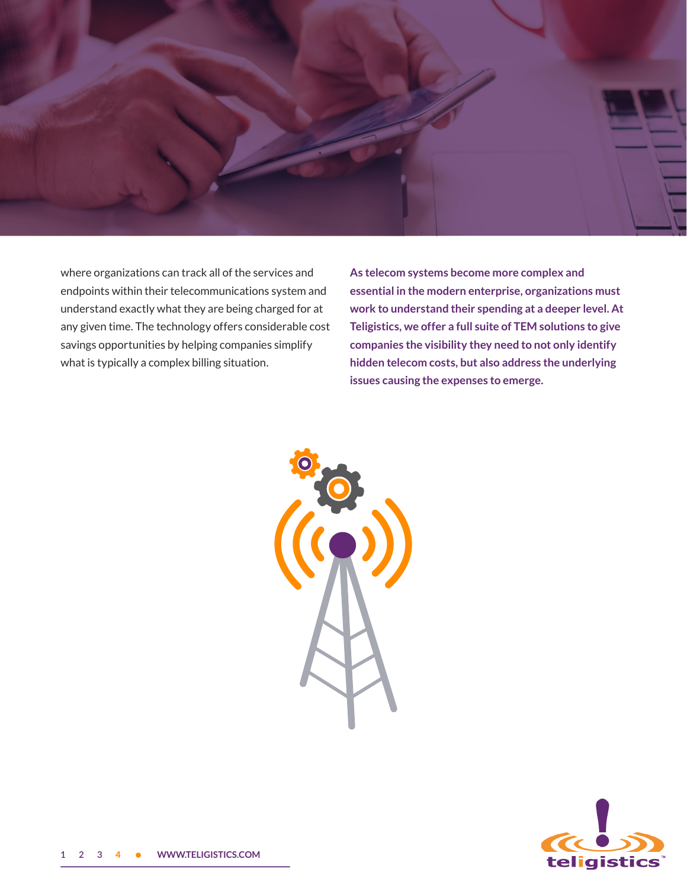where organizations can track all of the services and endpoints within their telecommunications system and understand exactly what they are being charged for at any given time. The technology offers considerable cost savings opportunities by helping companies simplify what is typically a complex billing situation.

**As telecom systems become more complex and essential in the modern enterprise, organizations must work to understand their spending at a deeper level. At Teligistics, we offer a full suite of TEM solutions to give companies the visibility they need to not only identify hidden telecom costs, but also address the underlying issues causing the expenses to emerge.**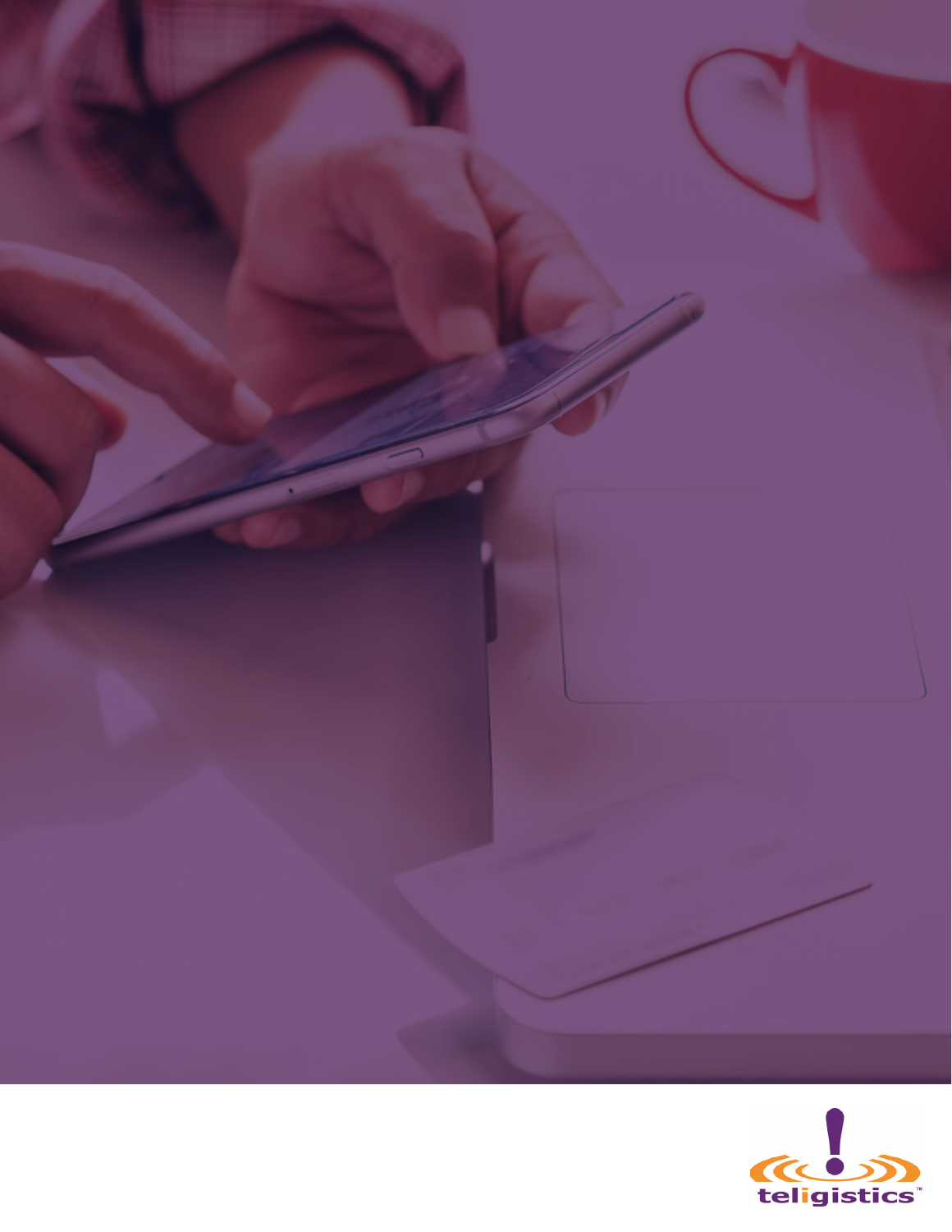teligistics™